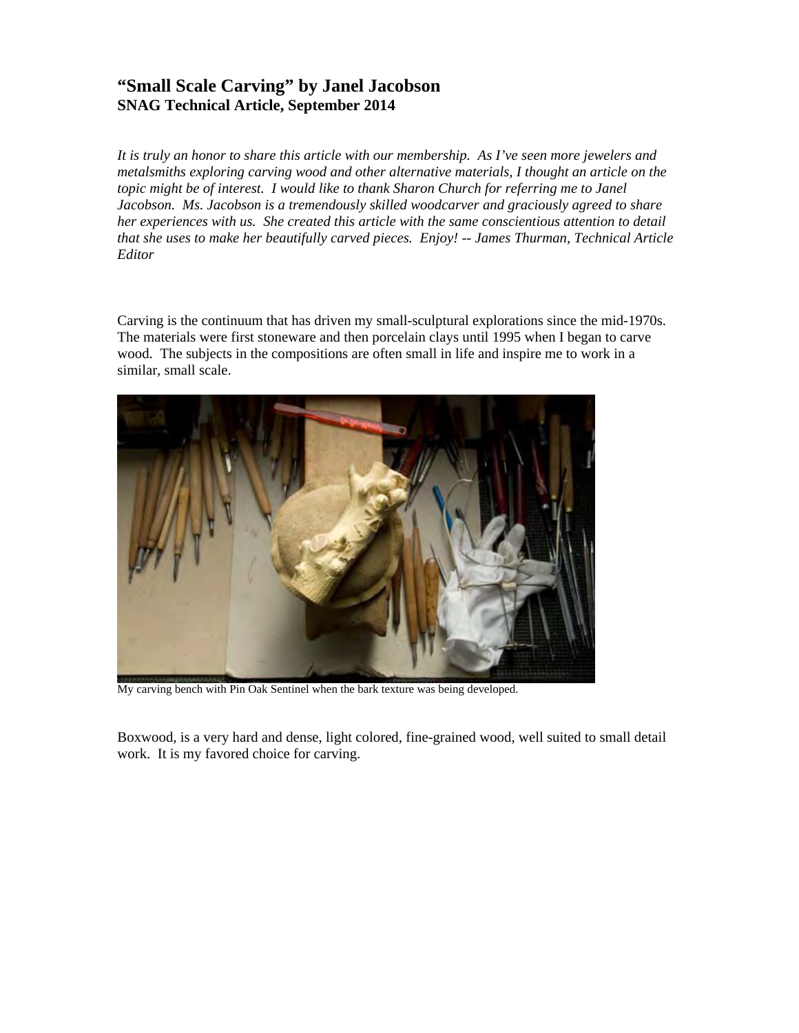# "Small Scale Carving" by Janel Jacobson

**SNAG Technical Article, September 2014**

*It is truly an honor to share this article with our membership. As I've seen more jewelers and metalsmiths exploring carving wood and other alternative materials, I thought an article on the topic might be of interest. I would like to thank Sharon Church for referring me to Janel Jacobson. Ms. Jacobson is a tremendously skilled woodcarver and graciously agreed to share her experiences with us. She created this article with the same conscientious attention to detail that she uses to make her beautifully carved pieces. Enjoy! -- James Thurman, Technical Article Editor*

Carving is the continuum that has driven my small-sculptural explorations since the mid-1970s. The materials were first stoneware and then porcelain clays until 1995 when I began to carve wood. The subjects in the compositions are often small in life and inspire me to work in a similar, small scale.

My carving bench with Pin Oak Sentinel when the bark texture was being developed.

Boxwood, is a very hard and dense, light colored, fine-grained wood, well suited to small detail work. It is my favored choice for carving.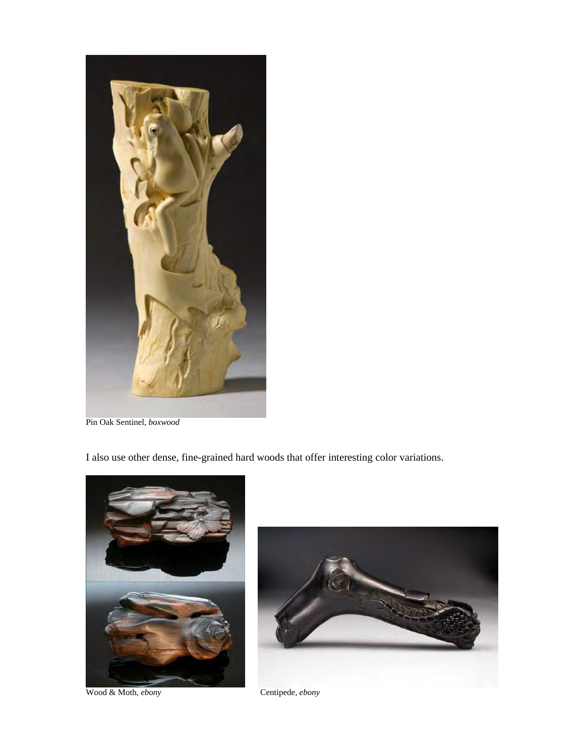Pin Oak Sentinel, *boxwood*

I also use other dense, fine-grained hard woods that offer interesting color variations.

Wood & Moth, *ebony*

Centipede, *ebony*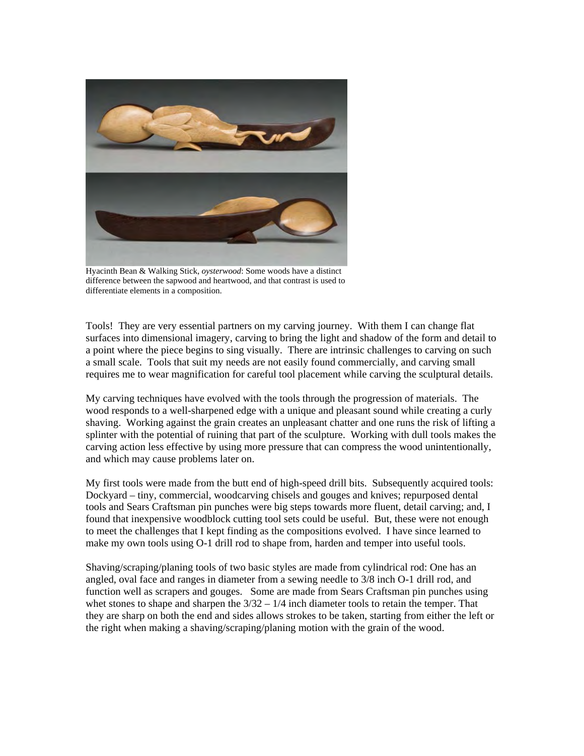Hyacinth Bean & Walking Stick, *oysterwood*: Some woods have a distinct difference between the sapwood and heartwood, and that contrast is used to differentiate elements in a composition.

Tools! They are very essential partners on my carving journey. With them I can change flat surfaces into dimensional imagery, carving to bring the light and shadow of the form and detail to a point where the piece begins to sing visually. There are intrinsic challenges to carving on such a small scale. Tools that suit my needs are not easily found commercially, and carving small requires me to wear magnification for careful tool placement while carving the sculptural details.

My carving techniques have evolved with the tools through the progression of materials. The wood responds to a well-sharpened edge with a unique and pleasant sound while creating a curly shaving. Working against the grain creates an unpleasant chatter and one runs the risk of lifting a splinter with the potential of ruining that part of the sculpture. Working with dull tools makes the carving action less effective by using more pressure that can compress the wood unintentionally, and which may cause problems later on.

My first tools were made from the butt end of high-speed drill bits. Subsequently acquired tools: Dockyard – tiny, commercial, woodcarving chisels and gouges and knives; repurposed dental tools and Sears Craftsman pin punches were big steps towards more fluent, detail carving; and, I found that inexpensive woodblock cutting tool sets could be useful. But, these were not enough to meet the challenges that I kept finding as the compositions evolved. I have since learned to make my own tools using O-1 drill rod to shape from, harden and temper into useful tools.

Shaving/scraping/planing tools of two basic styles are made from cylindrical rod: One has an angled, oval face and ranges in diameter from a sewing needle to 3/8 inch O-1 drill rod, and function well as scrapers and gouges. Some are made from Sears Craftsman pin punches using whet stones to shape and sharpen the 3/32 – 1/4 inch diameter tools to retain the temper. That they are sharp on both the end and sides allows strokes to be taken, starting from either the left or the right when making a shaving/scraping/planing motion with the grain of the wood.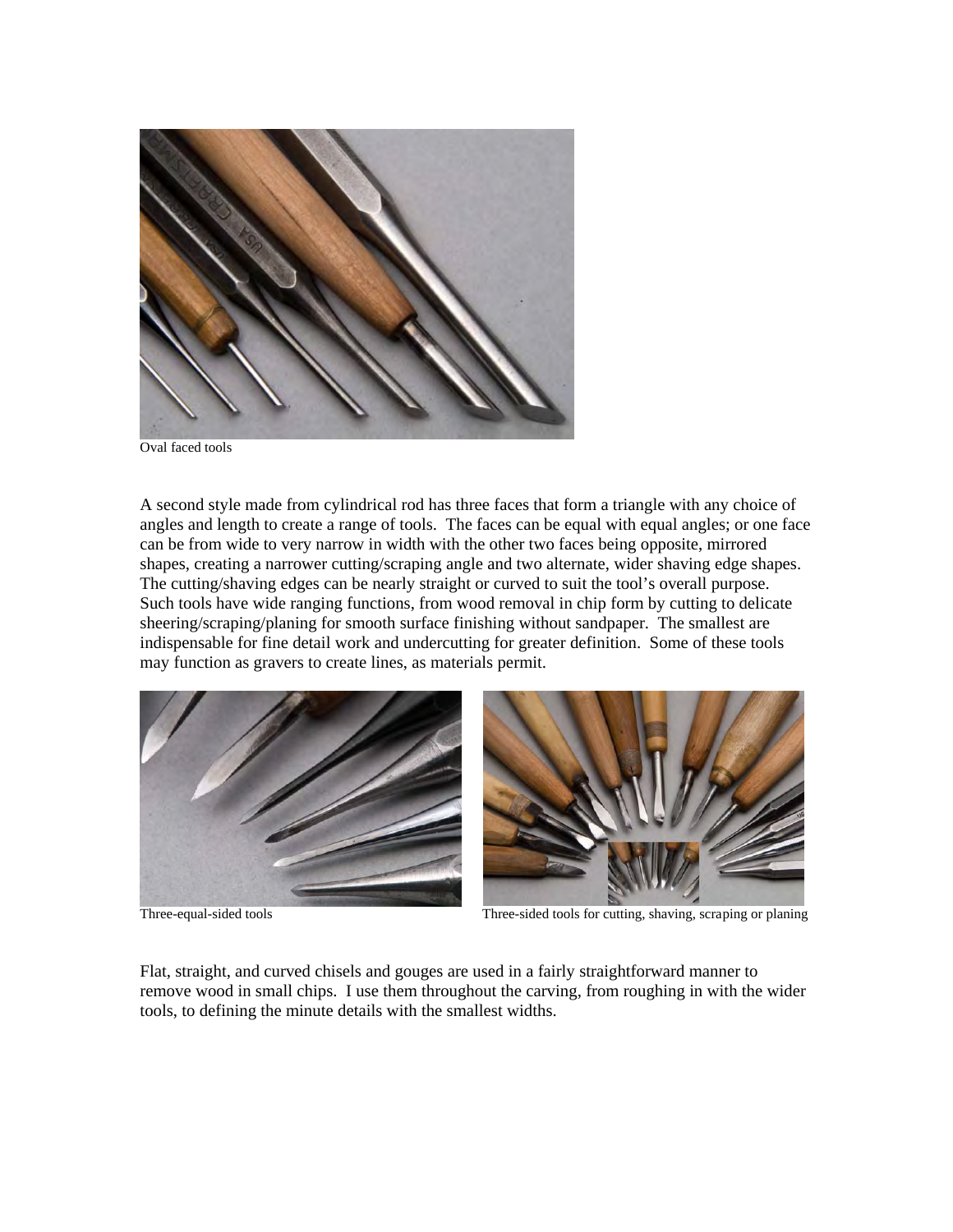Oval faced tools

A second style made from cylindrical rod has three faces that form a triangle with any choice of angles and length to create a range of tools. The faces can be equal with equal angles; or one face can be from wide to very narrow in width with the other two faces being opposite, mirrored shapes, creating a narrower cutting/scraping angle and two alternate, wider shaving edge shapes. The cutting/shaving edges can be nearly straight or curved to suit the tool's overall purpose. Such tools have wide ranging functions, from wood removal in chip form by cutting to delicate sheering/scraping/planing for smooth surface finishing without sandpaper. The smallest are indispensable for fine detail work and undercutting for greater definition. Some of these tools may function as gravers to create lines, as materials permit.

Three-equal-sided tools

Three-sided tools for cutting, shaving, scraping or planing

Flat, straight, and curved chisels and gouges are used in a fairly straightforward manner to remove wood in small chips. I use them throughout the carving, from roughing in with the wider tools, to defining the minute details with the smallest widths.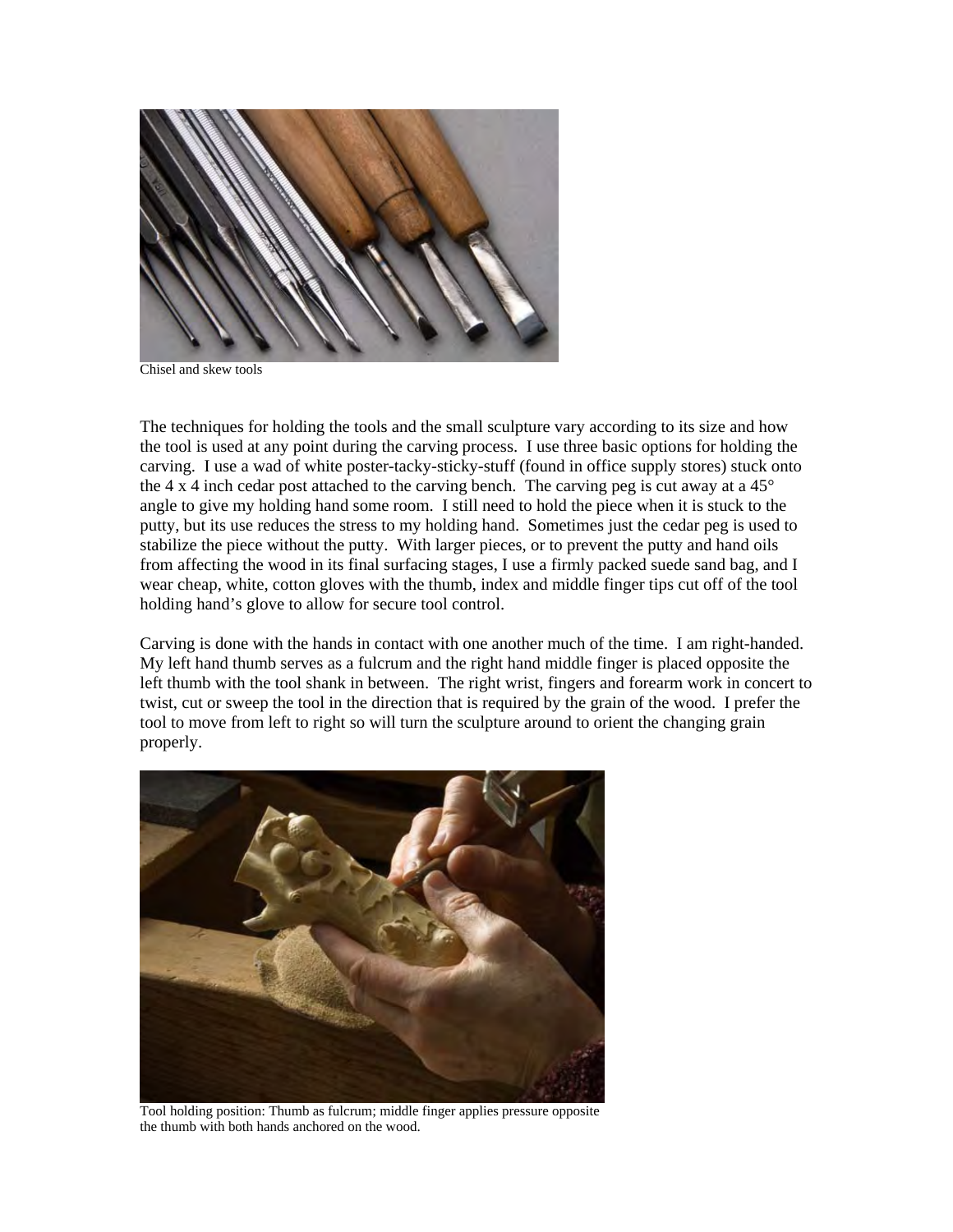Chisel and skew tools

The techniques for holding the tools and the small sculpture vary according to its size and how the tool is used at any point during the carving process. I use three basic options for holding the carving. I use a wad of white poster-tacky-sticky-stuff (found in office supply stores) stuck onto the 4 x 4 inch cedar post attached to the carving bench. The carving peg is cut away at a 45° angle to give my holding hand some room. I still need to hold the piece when it is stuck to the putty, but its use reduces the stress to my holding hand. Sometimes just the cedar peg is used to stabilize the piece without the putty. With larger pieces, or to prevent the putty and hand oils from affecting the wood in its final surfacing stages, I use a firmly packed suede sand bag, and I wear cheap, white, cotton gloves with the thumb, index and middle finger tips cut off of the tool holding hand's glove to allow for secure tool control.

Carving is done with the hands in contact with one another much of the time. I am right-handed. My left hand thumb serves as a fulcrum and the right hand middle finger is placed opposite the left thumb with the tool shank in between. The right wrist, fingers and forearm work in concert to twist, cut or sweep the tool in the direction that is required by the grain of the wood. I prefer the tool to move from left to right so will turn the sculpture around to orient the changing grain properly.

Tool holding position: Thumb as fulcrum; middle finger applies pressure opposite the thumb with both hands anchored on the wood.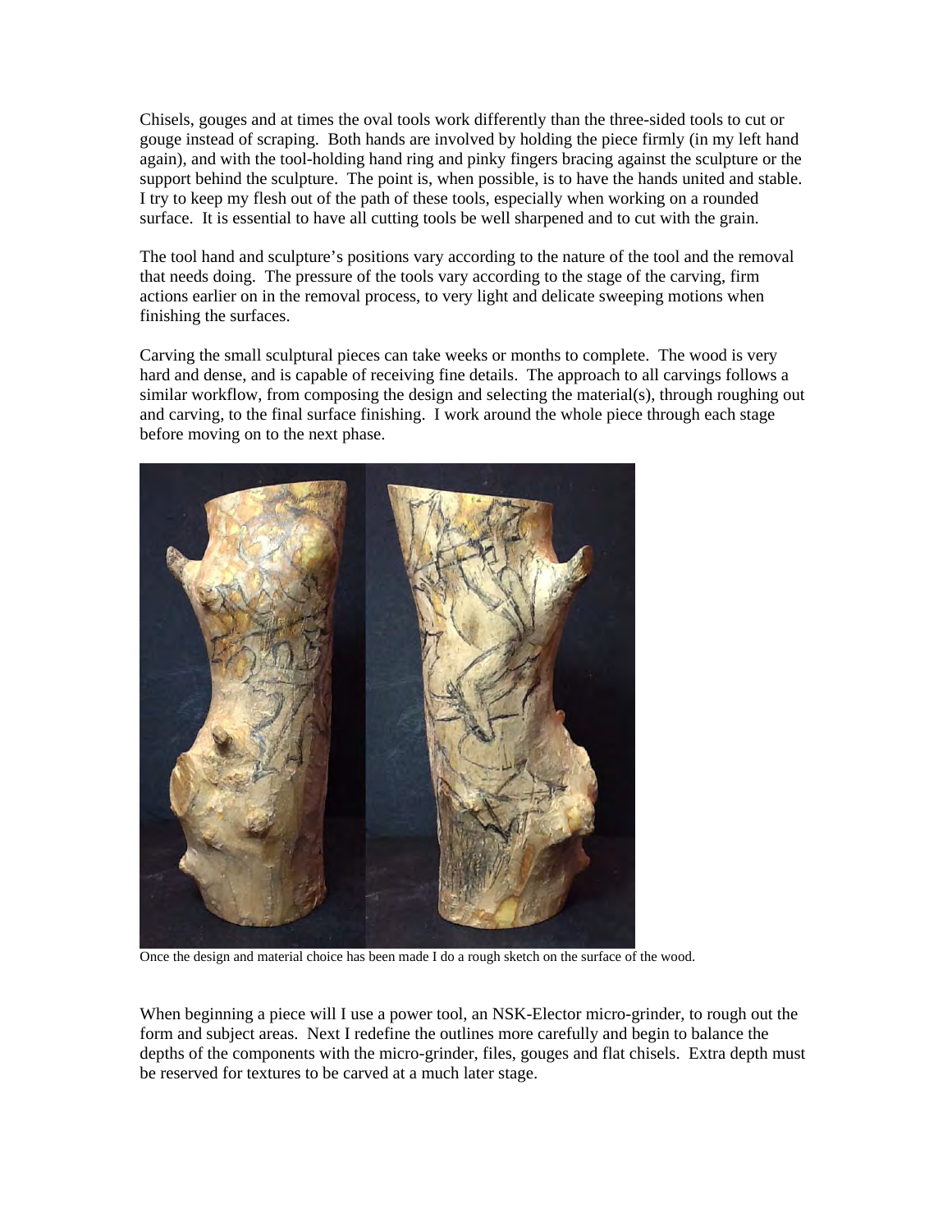Chisels, gouges and at times the oval tools work differently than the three-sided tools to cut or gouge instead of scraping.  Both hands are involved by holding the piece firmly (in my left hand again), and with the tool-holding hand ring and pinky fingers bracing against the sculpture or the support behind the sculpture.  The point is, when possible, is to have the hands united and stable.  I try to keep my flesh out of the path of these tools, especially when working on a rounded surface.  It is essential to have all cutting tools be well sharpened and to cut with the grain.

The tool hand and sculpture's positions vary according to the nature of the tool and the removal that needs doing.  The pressure of the tools vary according to the stage of the carving, firm actions earlier on in the removal process, to very light and delicate sweeping motions when finishing the surfaces.

Carving the small sculptural pieces can take weeks or months to complete.  The wood is very hard and dense, and is capable of receiving fine details.  The approach to all carvings follows a similar workflow, from composing the design and selecting the material(s), through roughing out and carving, to the final surface finishing.  I work around the whole piece through each stage before moving on to the next phase.

Once the design and material choice has been made I do a rough sketch on the surface of the wood.

When beginning a piece will I use a power tool, an NSK-Elector micro-grinder, to rough out the form and subject areas.  Next I redefine the outlines more carefully and begin to balance the depths of the components with the micro-grinder, files, gouges and flat chisels.  Extra depth must be reserved for textures to be carved at a much later stage.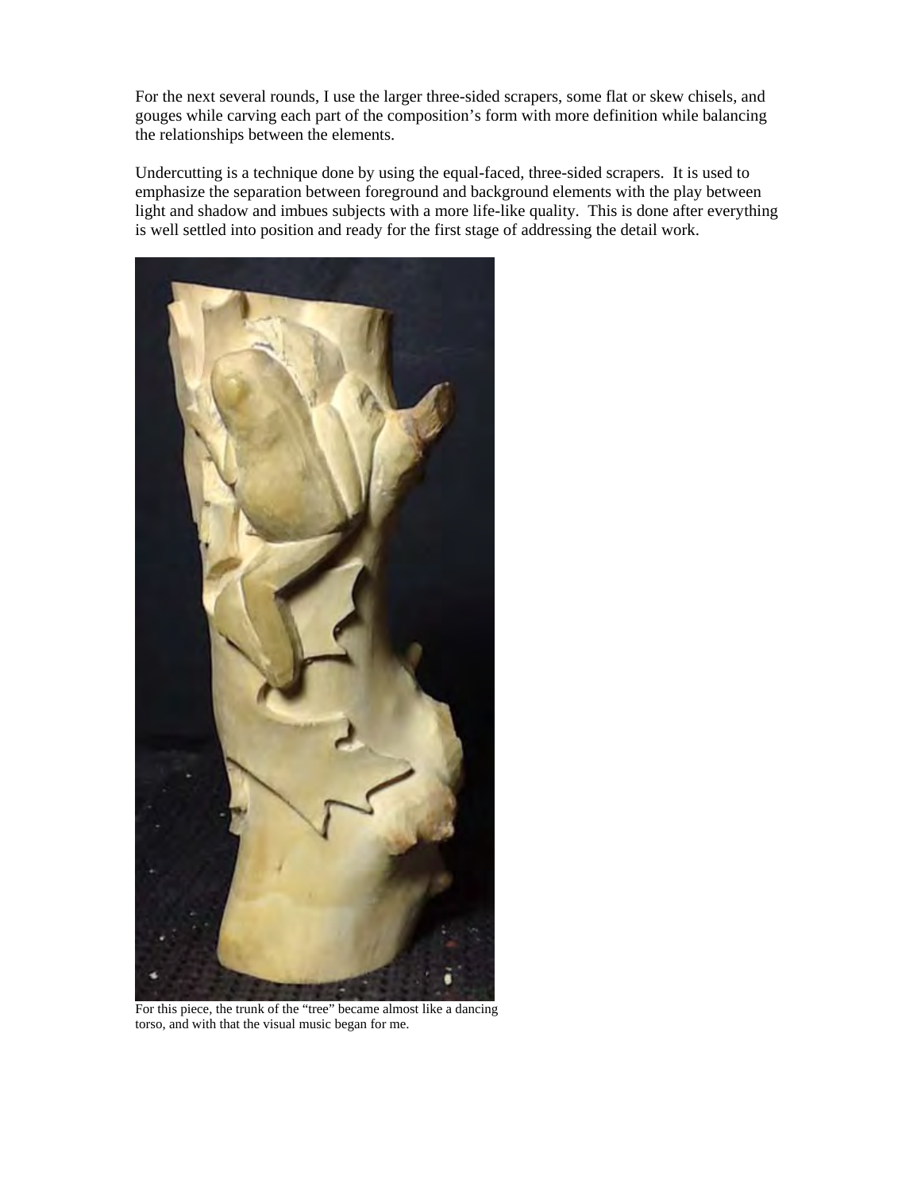For the next several rounds, I use the larger three-sided scrapers, some flat or skew chisels, and gouges while carving each part of the composition's form with more definition while balancing the relationships between the elements.

Undercutting is a technique done by using the equal-faced, three-sided scrapers. It is used to emphasize the separation between foreground and background elements with the play between light and shadow and imbues subjects with a more life-like quality. This is done after everything is well settled into position and ready for the first stage of addressing the detail work.

For this piece, the trunk of the "tree" became almost like a dancing torso, and with that the visual music began for me.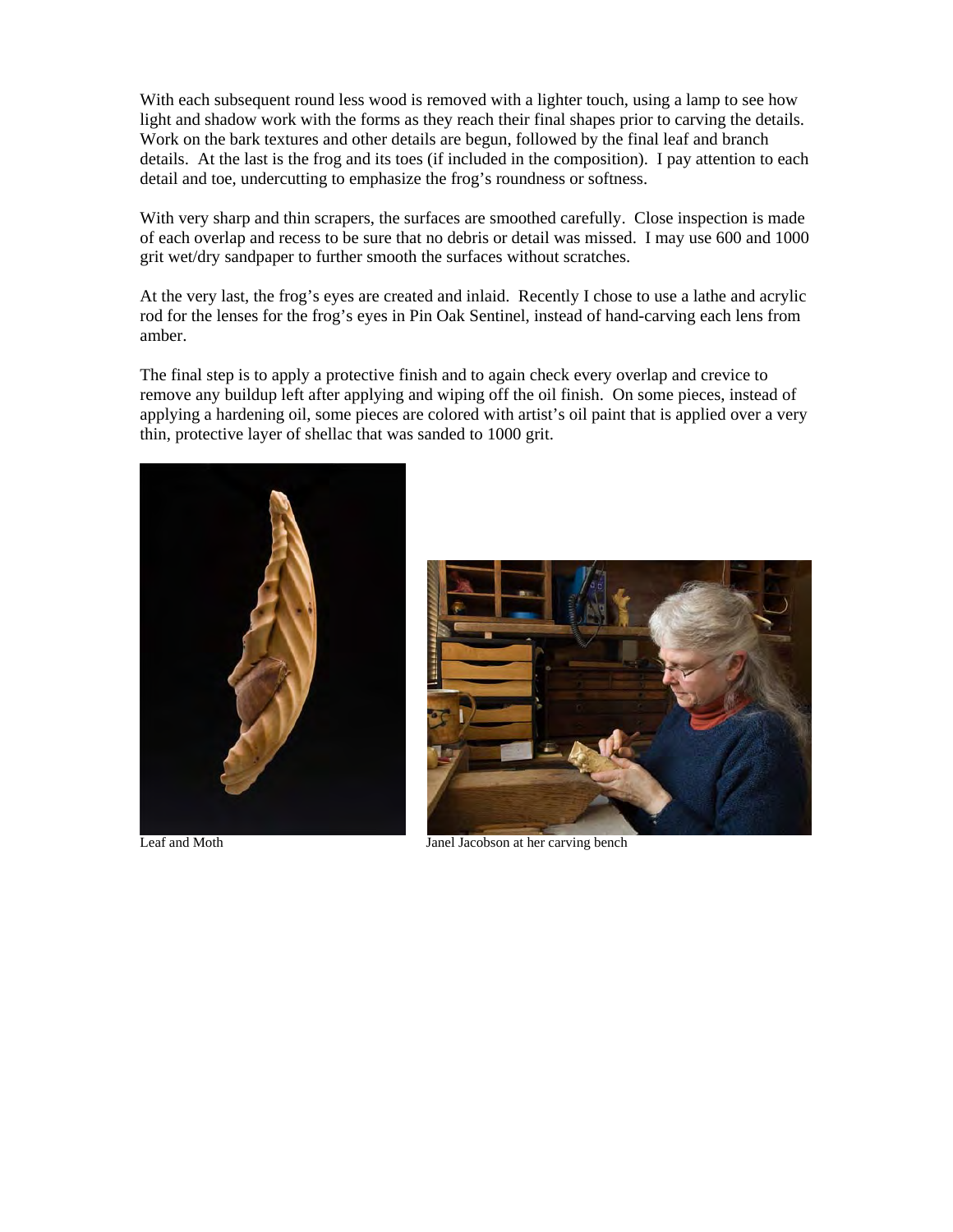With each subsequent round less wood is removed with a lighter touch, using a lamp to see how light and shadow work with the forms as they reach their final shapes prior to carving the details. Work on the bark textures and other details are begun, followed by the final leaf and branch details. At the last is the frog and its toes (if included in the composition). I pay attention to each detail and toe, undercutting to emphasize the frog's roundness or softness.

With very sharp and thin scrapers, the surfaces are smoothed carefully. Close inspection is made of each overlap and recess to be sure that no debris or detail was missed. I may use 600 and 1000 grit wet/dry sandpaper to further smooth the surfaces without scratches.

At the very last, the frog's eyes are created and inlaid. Recently I chose to use a lathe and acrylic rod for the lenses for the frog's eyes in Pin Oak Sentinel, instead of hand-carving each lens from amber.

The final step is to apply a protective finish and to again check every overlap and crevice to remove any buildup left after applying and wiping off the oil finish. On some pieces, instead of applying a hardening oil, some pieces are colored with artist's oil paint that is applied over a very thin, protective layer of shellac that was sanded to 1000 grit.

Leaf and Moth

Janel Jacobson at her carving bench